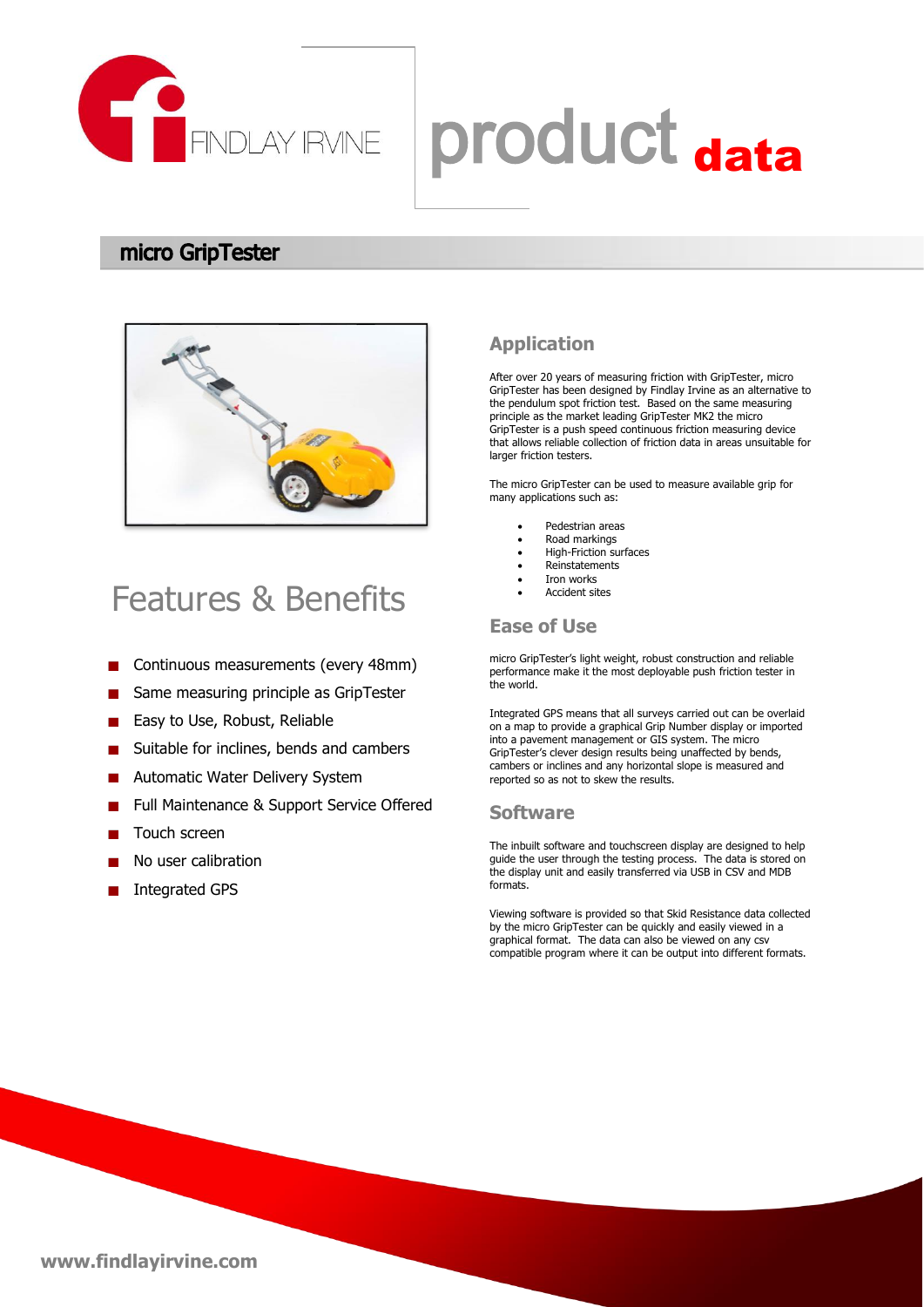FINDLAY IRVINE

# product data

## micro GripTester

## Features & Benefits

- Continuous measurements (every 48mm)
- Same measuring principle as GripTester
- Easy to Use, Robust, Reliable
- Suitable for inclines, bends and cambers
- Automatic Water Delivery System
- Full Maintenance & Support Service Offered
- Touch screen
- No user calibration
- Integrated GPS

### Application

After over 20 years of measuring friction with GripTester, micro GripTester has been designed by Findlay Irvine as an alternative to the pendulum spot friction test. Based on the same measuring principle as the market leading GripTester MK2 the micro GripTester is a push speed continuous friction measuring device that allows reliable collection of friction data in areas unsuitable for larger friction testers.

The micro GripTester can be used to measure available grip for many applications such as:

- Pedestrian areas
- Road markings
- High-Friction surfaces
- Reinstatements
- Iron works
- Accident sites

### Ease of Use

micro GripTester's light weight, robust construction and reliable performance make it the most deployable push friction tester in the world.

Integrated GPS means that all surveys carried out can be overlaid on a map to provide a graphical Grip Number display or imported into a pavement management or GIS system. The micro GripTester's clever design results being unaffected by bends, cambers or inclines and any horizontal slope is measured and reported so as not to skew the results.

### Software

The inbuilt software and touchscreen display are designed to help guide the user through the testing process. The data is stored on the display unit and easily transferred via USB in CSV and MDB formats.

Viewing software is provided so that Skid Resistance data collected by the micro GripTester can be quickly and easily viewed in a graphical format. The data can also be viewed on any csv compatible program where it can be output into different formats.

www.findlayirvine.com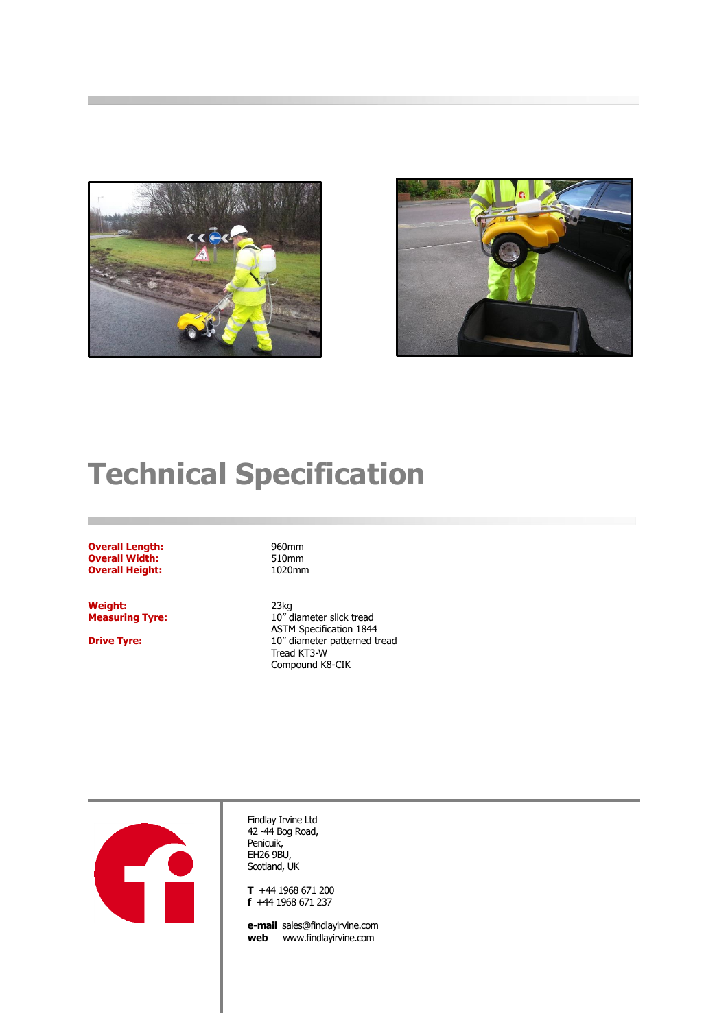# Technical Specification

| | |
|---|---|
| **Overall Length:** | 960mm |
| **Overall Width:** | 510mm |
| **Overall Height:** | 1020mm |
| **Weight:** | 23kg |
| **Measuring Tyre:** | 10" diameter slick tread<br>ASTM Specification 1844 |
| **Drive Tyre:** | 10" diameter patterned tread<br>Tread KT3-W<br>Compound K8-CIK |

Findlay Irvine Ltd
42 -44 Bog Road,
Penicuik,
EH26 9BU,
Scotland, UK

**T** +44 1968 671 200
**f** +44 1968 671 237

**e-mail** sales@findlayirvine.com
**web** www.findlayirvine.com